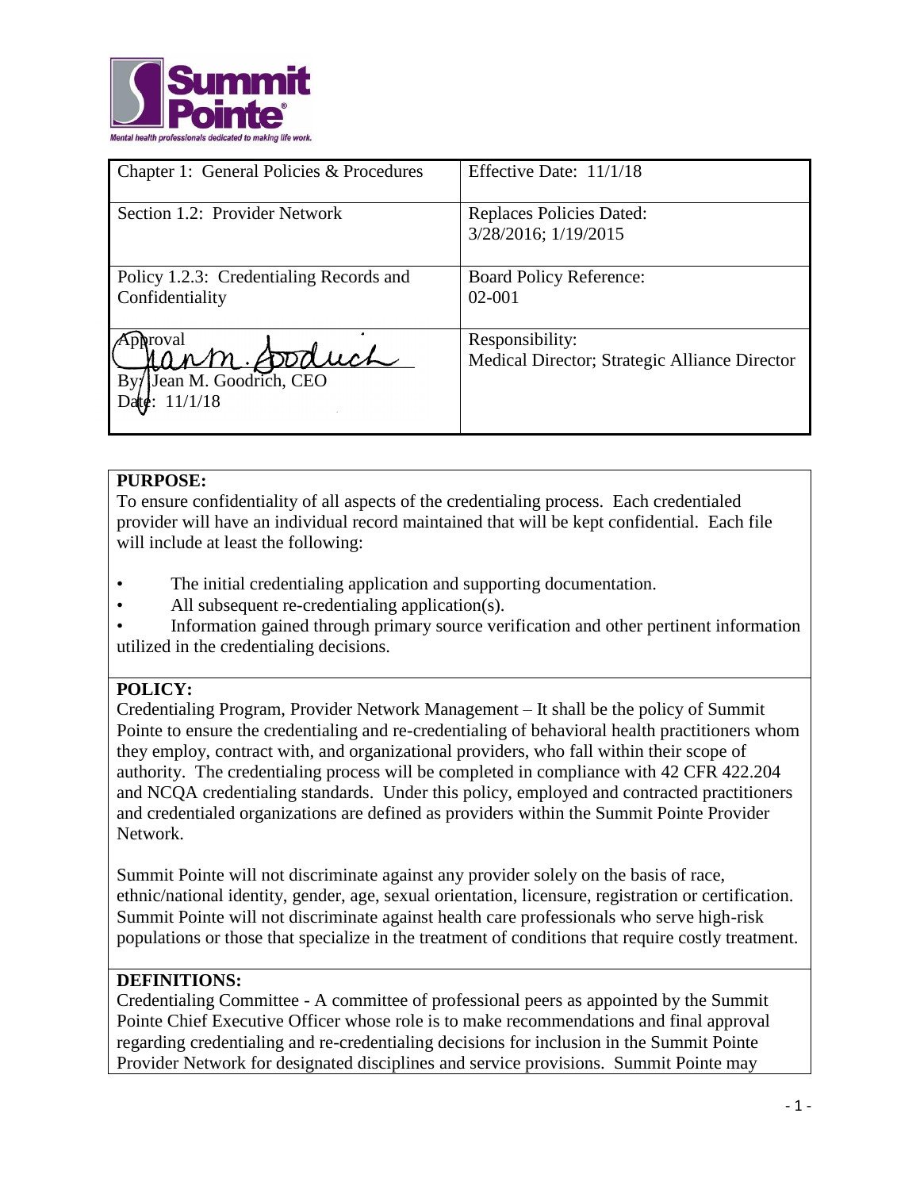| Chapter 1: General Policies & Procedures | Effective Date: 11/1/18 |
|---|---|
| Section 1.2: Provider Network | Replaces Policies Dated: 3/28/2016; 1/19/2015 |
| Policy 1.2.3: Credentialing Records and Confidentiality | Board Policy Reference: 02-001 |
| Approval<br>By: Jean M. Goodrich, CEO<br>Date: 11/1/18 | Responsibility:<br>Medical Director; Strategic Alliance Director |

**PURPOSE:**

To ensure confidentiality of all aspects of the credentialing process. Each credentialed provider will have an individual record maintained that will be kept confidential. Each file will include at least the following:

- The initial credentialing application and supporting documentation.
- All subsequent re-credentialing application(s).
- Information gained through primary source verification and other pertinent information utilized in the credentialing decisions.

**POLICY:**

Credentialing Program, Provider Network Management – It shall be the policy of Summit Pointe to ensure the credentialing and re-credentialing of behavioral health practitioners whom they employ, contract with, and organizational providers, who fall within their scope of authority. The credentialing process will be completed in compliance with 42 CFR 422.204 and NCQA credentialing standards. Under this policy, employed and contracted practitioners and credentialed organizations are defined as providers within the Summit Pointe Provider Network.

Summit Pointe will not discriminate against any provider solely on the basis of race, ethnic/national identity, gender, age, sexual orientation, licensure, registration or certification. Summit Pointe will not discriminate against health care professionals who serve high-risk populations or those that specialize in the treatment of conditions that require costly treatment.

**DEFINITIONS:**

Credentialing Committee - A committee of professional peers as appointed by the Summit Pointe Chief Executive Officer whose role is to make recommendations and final approval regarding credentialing and re-credentialing decisions for inclusion in the Summit Pointe Provider Network for designated disciplines and service provisions. Summit Pointe may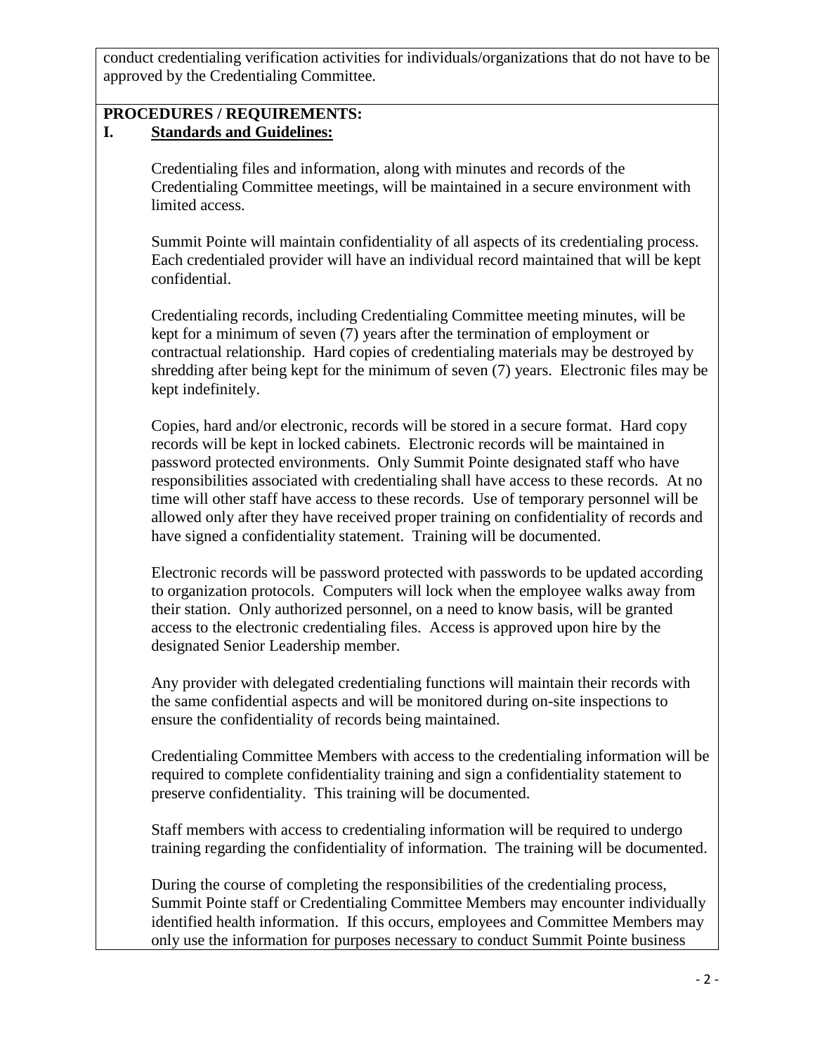conduct credentialing verification activities for individuals/organizations that do not have to be approved by the Credentialing Committee.

**PROCEDURES / REQUIREMENTS:**

**I. Standards and Guidelines:**

Credentialing files and information, along with minutes and records of the Credentialing Committee meetings, will be maintained in a secure environment with limited access.

Summit Pointe will maintain confidentiality of all aspects of its credentialing process. Each credentialed provider will have an individual record maintained that will be kept confidential.

Credentialing records, including Credentialing Committee meeting minutes, will be kept for a minimum of seven (7) years after the termination of employment or contractual relationship. Hard copies of credentialing materials may be destroyed by shredding after being kept for the minimum of seven (7) years. Electronic files may be kept indefinitely.

Copies, hard and/or electronic, records will be stored in a secure format. Hard copy records will be kept in locked cabinets. Electronic records will be maintained in password protected environments. Only Summit Pointe designated staff who have responsibilities associated with credentialing shall have access to these records. At no time will other staff have access to these records. Use of temporary personnel will be allowed only after they have received proper training on confidentiality of records and have signed a confidentiality statement. Training will be documented.

Electronic records will be password protected with passwords to be updated according to organization protocols. Computers will lock when the employee walks away from their station. Only authorized personnel, on a need to know basis, will be granted access to the electronic credentialing files. Access is approved upon hire by the designated Senior Leadership member.

Any provider with delegated credentialing functions will maintain their records with the same confidential aspects and will be monitored during on-site inspections to ensure the confidentiality of records being maintained.

Credentialing Committee Members with access to the credentialing information will be required to complete confidentiality training and sign a confidentiality statement to preserve confidentiality. This training will be documented.

Staff members with access to credentialing information will be required to undergo training regarding the confidentiality of information. The training will be documented.

During the course of completing the responsibilities of the credentialing process, Summit Pointe staff or Credentialing Committee Members may encounter individually identified health information. If this occurs, employees and Committee Members may only use the information for purposes necessary to conduct Summit Pointe business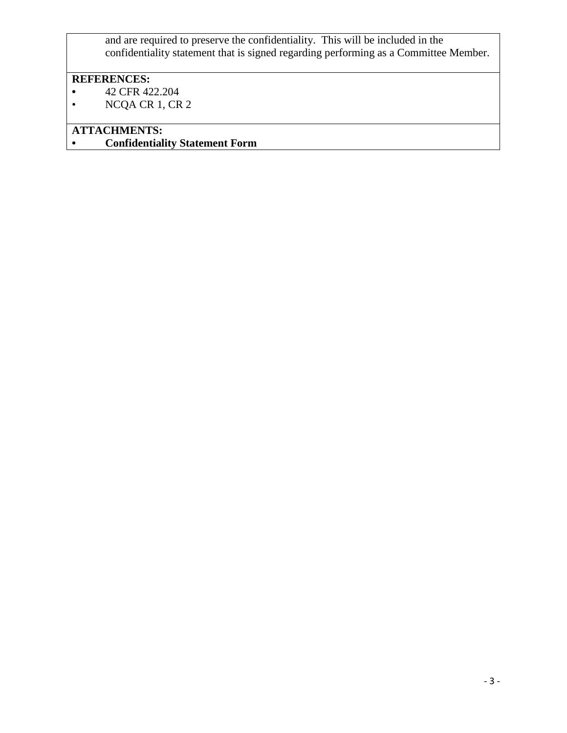and are required to preserve the confidentiality. This will be included in the confidentiality statement that is signed regarding performing as a Committee Member.

**REFERENCES:**

- 42 CFR 422.204
- NCQA CR 1, CR 2

**ATTACHMENTS:**

- **Confidentiality Statement Form**